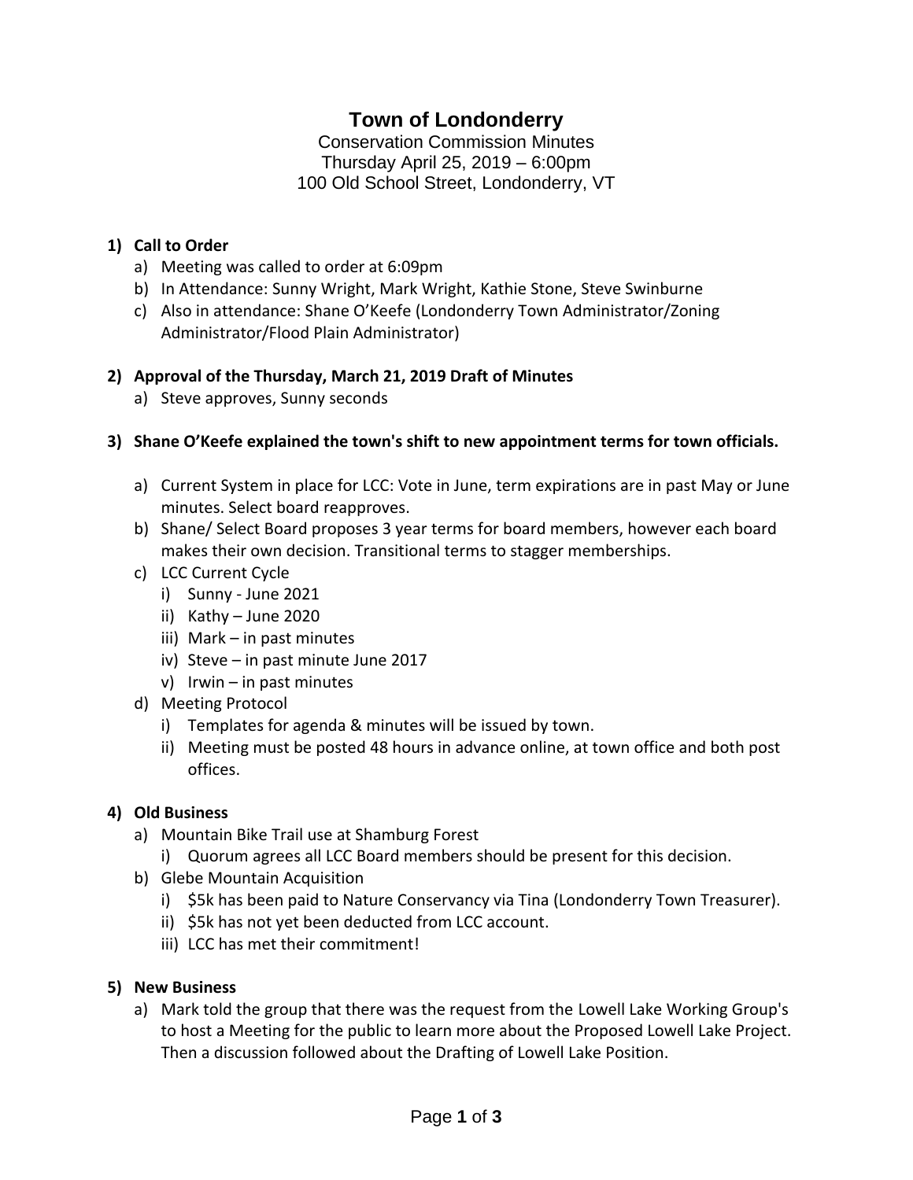# Town of Londonderry

Conservation Commission Minutes
Thursday April 25, 2019 – 6:00pm
100 Old School Street, Londonderry, VT

1) **Call to Order**
   a) Meeting was called to order at 6:09pm
   b) In Attendance: Sunny Wright, Mark Wright, Kathie Stone, Steve Swinburne
   c) Also in attendance: Shane O'Keefe (Londonderry Town Administrator/Zoning Administrator/Flood Plain Administrator)

2) **Approval of the Thursday, March 21, 2019 Draft of Minutes**
   a) Steve approves, Sunny seconds

3) **Shane O'Keefe explained the town's shift to new appointment terms for town officials.**
   a) Current System in place for LCC: Vote in June, term expirations are in past May or June minutes. Select board reapproves.
   b) Shane/ Select Board proposes 3 year terms for board members, however each board makes their own decision. Transitional terms to stagger memberships.
   c) LCC Current Cycle
      i) Sunny - June 2021
      ii) Kathy – June 2020
      iii) Mark – in past minutes
      iv) Steve – in past minute June 2017
      v) Irwin – in past minutes
   d) Meeting Protocol
      i) Templates for agenda & minutes will be issued by town.
      ii) Meeting must be posted 48 hours in advance online, at town office and both post offices.

4) **Old Business**
   a) Mountain Bike Trail use at Shamburg Forest
      i) Quorum agrees all LCC Board members should be present for this decision.
   b) Glebe Mountain Acquisition
      i) $5k has been paid to Nature Conservancy via Tina (Londonderry Town Treasurer).
      ii) $5k has not yet been deducted from LCC account.
      iii) LCC has met their commitment!

5) **New Business**
   a) Mark told the group that there was the request from the Lowell Lake Working Group's to host a Meeting for the public to learn more about the Proposed Lowell Lake Project. Then a discussion followed about the Drafting of Lowell Lake Position.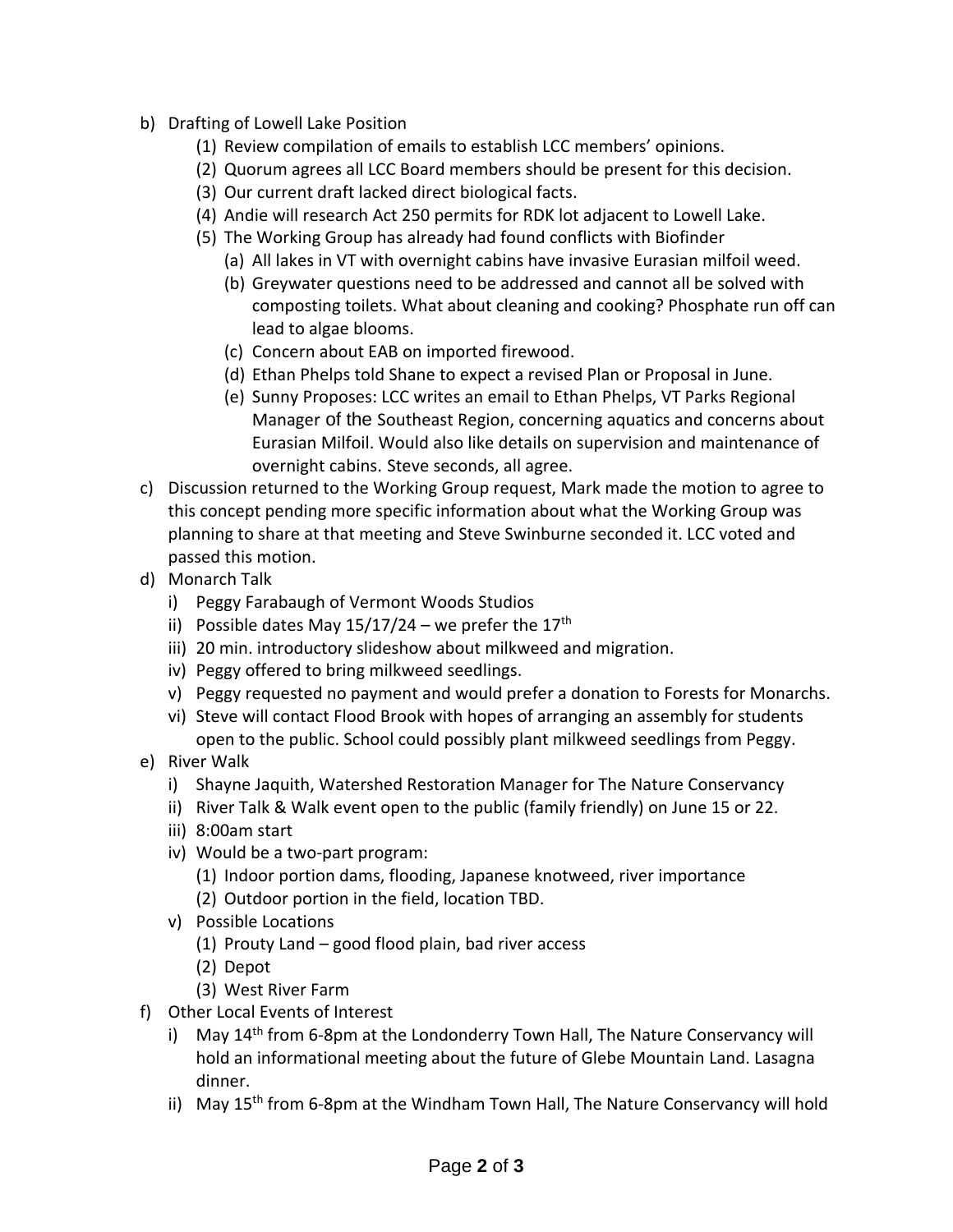b) Drafting of Lowell Lake Position
   (1) Review compilation of emails to establish LCC members' opinions.
   (2) Quorum agrees all LCC Board members should be present for this decision.
   (3) Our current draft lacked direct biological facts.
   (4) Andie will research Act 250 permits for RDK lot adjacent to Lowell Lake.
   (5) The Working Group has already had found conflicts with Biofinder
      (a) All lakes in VT with overnight cabins have invasive Eurasian milfoil weed.
      (b) Greywater questions need to be addressed and cannot all be solved with composting toilets. What about cleaning and cooking? Phosphate run off can lead to algae blooms.
      (c) Concern about EAB on imported firewood.
      (d) Ethan Phelps told Shane to expect a revised Plan or Proposal in June.
      (e) Sunny Proposes: LCC writes an email to Ethan Phelps, VT Parks Regional Manager of the Southeast Region, concerning aquatics and concerns about Eurasian Milfoil. Would also like details on supervision and maintenance of overnight cabins. Steve seconds, all agree.

c) Discussion returned to the Working Group request, Mark made the motion to agree to this concept pending more specific information about what the Working Group was planning to share at that meeting and Steve Swinburne seconded it. LCC voted and passed this motion.

d) Monarch Talk
   i) Peggy Farabaugh of Vermont Woods Studios
   ii) Possible dates May 15/17/24 – we prefer the 17th
   iii) 20 min. introductory slideshow about milkweed and migration.
   iv) Peggy offered to bring milkweed seedlings.
   v) Peggy requested no payment and would prefer a donation to Forests for Monarchs.
   vi) Steve will contact Flood Brook with hopes of arranging an assembly for students open to the public. School could possibly plant milkweed seedlings from Peggy.

e) River Walk
   i) Shayne Jaquith, Watershed Restoration Manager for The Nature Conservancy
   ii) River Talk & Walk event open to the public (family friendly) on June 15 or 22.
   iii) 8:00am start
   iv) Would be a two-part program:
      (1) Indoor portion dams, flooding, Japanese knotweed, river importance
      (2) Outdoor portion in the field, location TBD.
   v) Possible Locations
      (1) Prouty Land – good flood plain, bad river access
      (2) Depot
      (3) West River Farm

f) Other Local Events of Interest
   i) May 14th from 6-8pm at the Londonderry Town Hall, The Nature Conservancy will hold an informational meeting about the future of Glebe Mountain Land. Lasagna dinner.
   ii) May 15th from 6-8pm at the Windham Town Hall, The Nature Conservancy will hold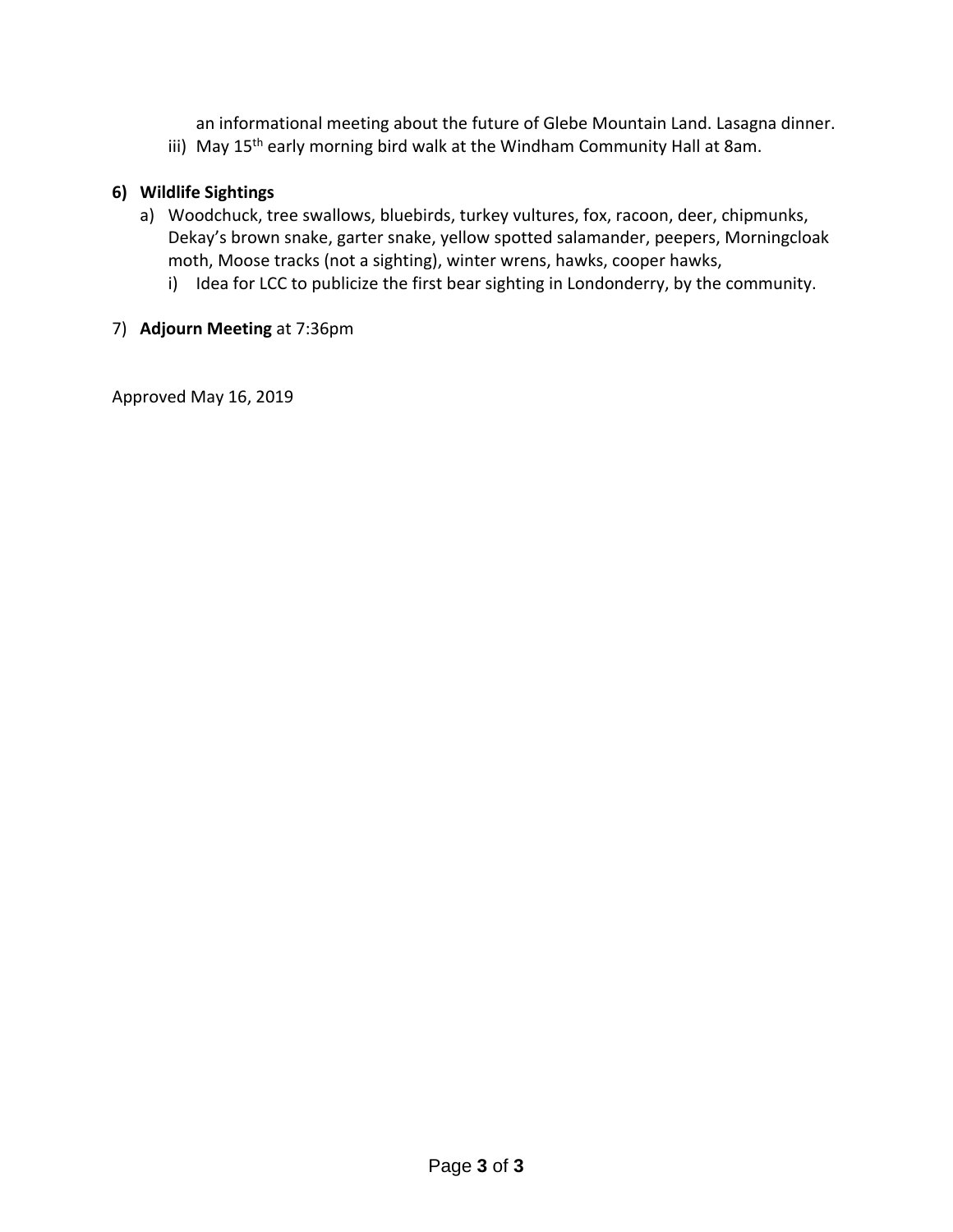an informational meeting about the future of Glebe Mountain Land. Lasagna dinner.

iii) May 15th early morning bird walk at the Windham Community Hall at 8am.

**6) Wildlife Sightings**

a) Woodchuck, tree swallows, bluebirds, turkey vultures, fox, racoon, deer, chipmunks, Dekay's brown snake, garter snake, yellow spotted salamander, peepers, Morningcloak moth, Moose tracks (not a sighting), winter wrens, hawks, cooper hawks,

   i) Idea for LCC to publicize the first bear sighting in Londonderry, by the community.

7) **Adjourn Meeting** at 7:36pm

Approved May 16, 2019